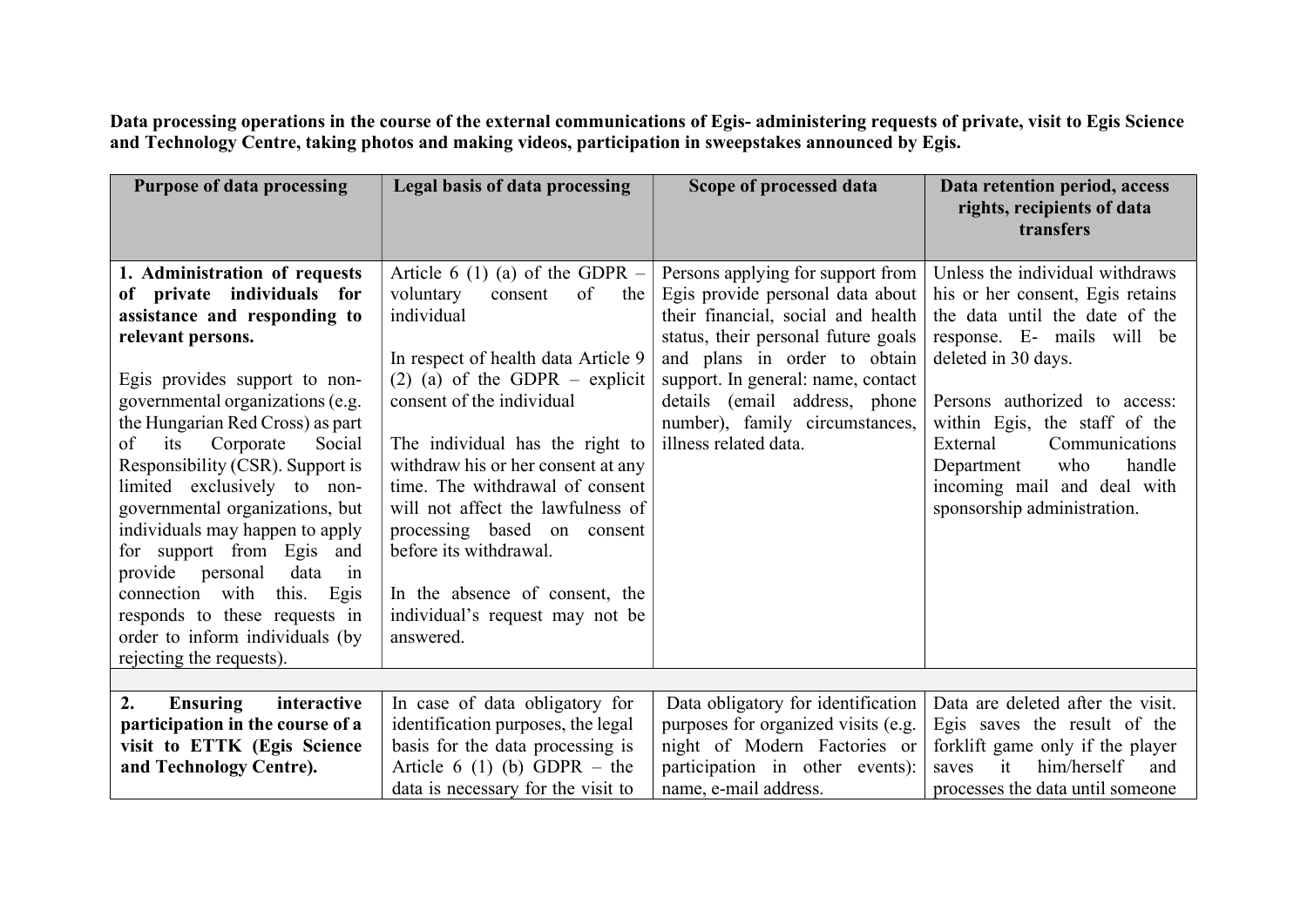**Data processing operations in the course of the external communications of Egis- administering requests of private, visit to Egis Science and Technology Centre, taking photos and making videos, participation in sweepstakes announced by Egis.**

| Purpose of data processing | Legal basis of data processing | Scope of processed data | Data retention period, access rights, recipients of data transfers |
|---|---|---|---|
| **1. Administration of requests of private individuals for assistance and responding to relevant persons.**<br><br>Egis provides support to non-governmental organizations (e.g. the Hungarian Red Cross) as part of its Corporate Social Responsibility (CSR). Support is limited exclusively to non-governmental organizations, but individuals may happen to apply for support from Egis and provide personal data in connection with this. Egis responds to these requests in order to inform individuals (by rejecting the requests). | Article 6 (1) (a) of the GDPR – voluntary consent of the individual<br><br>In respect of health data Article 9 (2) (a) of the GDPR – explicit consent of the individual<br><br>The individual has the right to withdraw his or her consent at any time. The withdrawal of consent will not affect the lawfulness of processing based on consent before its withdrawal.<br><br>In the absence of consent, the individual's request may not be answered. | Persons applying for support from Egis provide personal data about their financial, social and health status, their personal future goals and plans in order to obtain support. In general: name, contact details (email address, phone number), family circumstances, illness related data. | Unless the individual withdraws his or her consent, Egis retains the data until the date of the response. E- mails will be deleted in 30 days.<br><br>Persons authorized to access: within Egis, the staff of the External Communications Department who handle incoming mail and deal with sponsorship administration. |
| | | | |
| **2. Ensuring interactive participation in the course of a visit to ETTK (Egis Science and Technology Centre).** | In case of data obligatory for identification purposes, the legal basis for the data processing is Article 6 (1) (b) GDPR – the data is necessary for the visit to | Data obligatory for identification purposes for organized visits (e.g. night of Modern Factories or participation in other events): name, e-mail address. | Data are deleted after the visit. Egis saves the result of the forklift game only if the player saves it him/herself and processes the data until someone |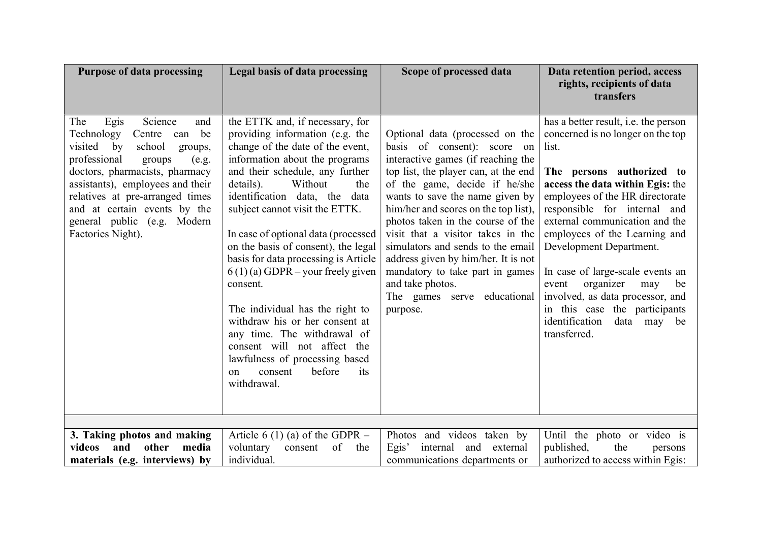| Purpose of data processing | Legal basis of data processing | Scope of processed data | Data retention period, access rights, recipients of data transfers |
|---|---|---|---|
| The Egis Science and Technology Centre can be visited by school groups, professional groups (e.g. doctors, pharmacists, pharmacy assistants), employees and their relatives at pre-arranged times and at certain events by the general public (e.g. Modern Factories Night). | the ETTK and, if necessary, for providing information (e.g. the change of the date of the event, information about the programs and their schedule, any further details). Without the identification data, the data subject cannot visit the ETTK.<br><br>In case of optional data (processed on the basis of consent), the legal basis for data processing is Article 6 (1) (a) GDPR – your freely given consent.<br><br>The individual has the right to withdraw his or her consent at any time. The withdrawal of consent will not affect the lawfulness of processing based on consent before its withdrawal. | Optional data (processed on the basis of consent): score on interactive games (if reaching the top list, the player can, at the end of the game, decide if he/she wants to save the name given by him/her and scores on the top list), photos taken in the course of the visit that a visitor takes in the simulators and sends to the email address given by him/her. It is not mandatory to take part in games and take photos.<br>The games serve educational purpose. | has a better result, i.e. the person concerned is no longer on the top list.<br><br>**The persons authorized to access the data within Egis:** the employees of the HR directorate responsible for internal and external communication and the employees of the Learning and Development Department.<br><br>In case of large-scale events an event organizer may be involved, as data processor, and in this case the participants identification data may be transferred. |
| | | | |
| **3. Taking photos and making videos and other media materials (e.g. interviews) by** | Article 6 (1) (a) of the GDPR – voluntary consent of the individual. | Photos and videos taken by Egis' internal and external communications departments or | Until the photo or video is published, the persons authorized to access within Egis: |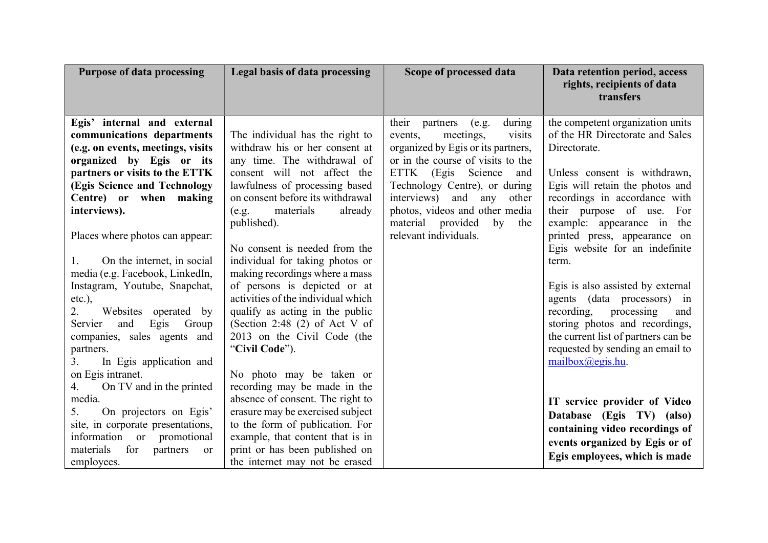| Purpose of data processing | Legal basis of data processing | Scope of processed data | Data retention period, access rights, recipients of data transfers |
|---|---|---|---|
| **Egis' internal and external communications departments (e.g. on events, meetings, visits organized by Egis or its partners or visits to the ETTK (Egis Science and Technology Centre) or when making interviews).**<br><br>Places where photos can appear:<br><br>1. On the internet, in social media (e.g. Facebook, LinkedIn, Instagram, Youtube, Snapchat, etc.),<br>2. Websites operated by Servier and Egis Group companies, sales agents and partners.<br>3. In Egis application and on Egis intranet.<br>4. On TV and in the printed media.<br>5. On projectors on Egis' site, in corporate presentations, information or promotional materials for partners or employees. | The individual has the right to withdraw his or her consent at any time. The withdrawal of consent will not affect the lawfulness of processing based on consent before its withdrawal (e.g. materials already published).<br><br>No consent is needed from the individual for taking photos or making recordings where a mass of persons is depicted or at activities of the individual which qualify as acting in the public (Section 2:48 (2) of Act V of 2013 on the Civil Code (the "**Civil Code**").<br><br>No photo may be taken or recording may be made in the absence of consent. The right to erasure may be exercised subject to the form of publication. For example, that content that is in print or has been published on the internet may not be erased | their partners (e.g. during events, meetings, visits organized by Egis or its partners, or in the course of visits to the ETTK (Egis Science and Technology Centre), or during interviews) and any other photos, videos and other media material provided by the relevant individuals. | the competent organization units of the HR Directorate and Sales Directorate.<br><br>Unless consent is withdrawn, Egis will retain the photos and recordings in accordance with their purpose of use. For example: appearance in the printed press, appearance on Egis website for an indefinite term.<br><br>Egis is also assisted by external agents (data processors) in recording, processing and storing photos and recordings, the current list of partners can be requested by sending an email to mailbox@egis.hu.<br><br>**IT service provider of Video Database (Egis TV) (also) containing video recordings of events organized by Egis or of Egis employees, which is made** |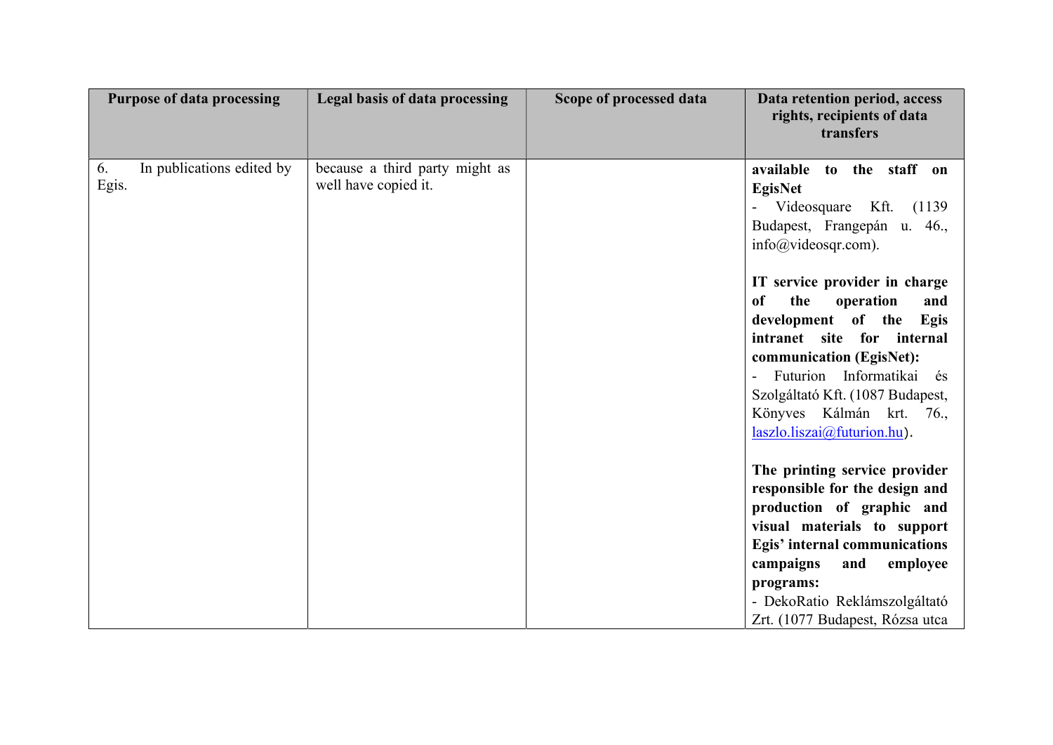| Purpose of data processing | Legal basis of data processing | Scope of processed data | Data retention period, access rights, recipients of data transfers |
|---|---|---|---|
| 6. In publications edited by Egis. | because a third party might as well have copied it. | | **available to the staff on EgisNet**<br>- Videosquare Kft. (1139 Budapest, Frangepán u. 46., info@videosqr.com).<br><br>**IT service provider in charge of the operation and development of the Egis intranet site for internal communication (EgisNet):**<br>- Futurion Informatikai és Szolgáltató Kft. (1087 Budapest, Könyves Kálmán krt. 76., laszlo.liszai@futurion.hu).<br><br>**The printing service provider responsible for the design and production of graphic and visual materials to support Egis' internal communications campaigns and employee programs:**<br>- DekoRatio Reklámszolgáltató Zrt. (1077 Budapest, Rózsa utca |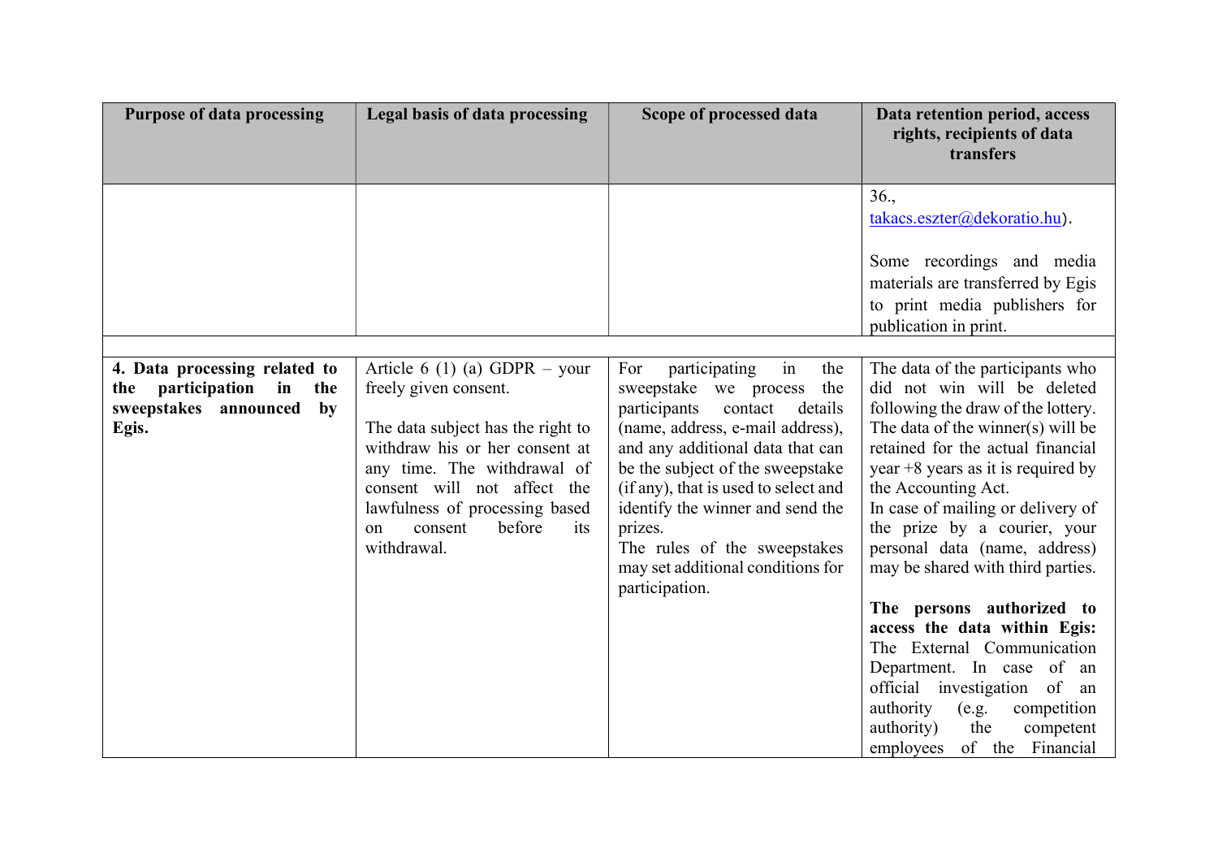| Purpose of data processing | Legal basis of data processing | Scope of processed data | Data retention period, access rights, recipients of data transfers |
|---|---|---|---|
| | | | 36., takacs.eszter@dekoratio.hu).<br><br>Some recordings and media materials are transferred by Egis to print media publishers for publication in print. |
| | | | |
| **4. Data processing related to the participation in the sweepstakes announced by Egis.** | Article 6 (1) (a) GDPR – your freely given consent.<br><br>The data subject has the right to withdraw his or her consent at any time. The withdrawal of consent will not affect the lawfulness of processing based on consent before its withdrawal. | For participating in the sweepstake we process the participants contact details (name, address, e-mail address), and any additional data that can be the subject of the sweepstake (if any), that is used to select and identify the winner and send the prizes.<br>The rules of the sweepstakes may set additional conditions for participation. | The data of the participants who did not win will be deleted following the draw of the lottery. The data of the winner(s) will be retained for the actual financial year +8 years as it is required by the Accounting Act.<br>In case of mailing or delivery of the prize by a courier, your personal data (name, address) may be shared with third parties.<br><br>**The persons authorized to access the data within Egis:** The External Communication Department. In case of an official investigation of an authority (e.g. competition authority) the competent employees of the Financial |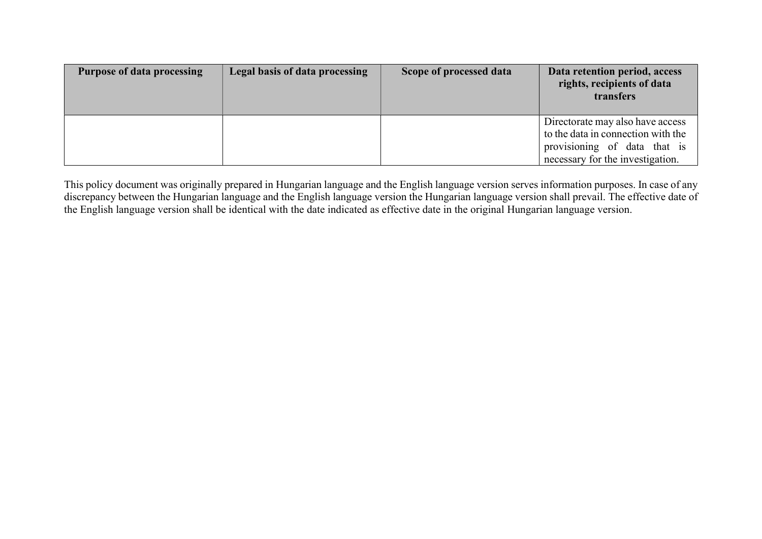| Purpose of data processing | Legal basis of data processing | Scope of processed data | Data retention period, access rights, recipients of data transfers |
|---|---|---|---|
| | | | Directorate may also have access to the data in connection with the provisioning of data that is necessary for the investigation. |

This policy document was originally prepared in Hungarian language and the English language version serves information purposes. In case of any discrepancy between the Hungarian language and the English language version the Hungarian language version shall prevail. The effective date of the English language version shall be identical with the date indicated as effective date in the original Hungarian language version.